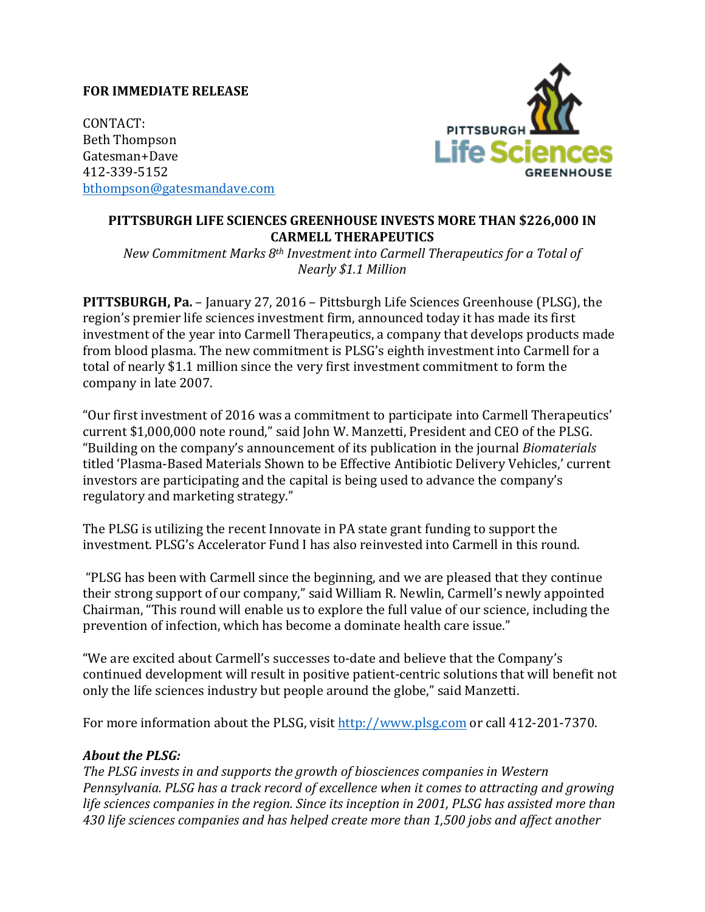**FOR IMMEDIATE RELEASE**

CONTACT:
Beth Thompson
Gatesman+Dave
412-339-5152
bthompson@gatesmandave.com

**PITTSBURGH LIFE SCIENCES GREENHOUSE INVESTS MORE THAN $226,000 IN CARMELL THERAPEUTICS**

*New Commitment Marks 8th Investment into Carmell Therapeutics for a Total of Nearly $1.1 Million*

**PITTSBURGH, Pa.** – January 27, 2016 – Pittsburgh Life Sciences Greenhouse (PLSG), the region's premier life sciences investment firm, announced today it has made its first investment of the year into Carmell Therapeutics, a company that develops products made from blood plasma. The new commitment is PLSG's eighth investment into Carmell for a total of nearly $1.1 million since the very first investment commitment to form the company in late 2007.

"Our first investment of 2016 was a commitment to participate into Carmell Therapeutics' current $1,000,000 note round," said John W. Manzetti, President and CEO of the PLSG. "Building on the company's announcement of its publication in the journal *Biomaterials* titled 'Plasma-Based Materials Shown to be Effective Antibiotic Delivery Vehicles,' current investors are participating and the capital is being used to advance the company's regulatory and marketing strategy."

The PLSG is utilizing the recent Innovate in PA state grant funding to support the investment. PLSG's Accelerator Fund I has also reinvested into Carmell in this round.

"PLSG has been with Carmell since the beginning, and we are pleased that they continue their strong support of our company," said William R. Newlin, Carmell's newly appointed Chairman, "This round will enable us to explore the full value of our science, including the prevention of infection, which has become a dominate health care issue."

"We are excited about Carmell's successes to-date and believe that the Company's continued development will result in positive patient-centric solutions that will benefit not only the life sciences industry but people around the globe," said Manzetti.

For more information about the PLSG, visit http://www.plsg.com or call 412-201-7370.

***About the PLSG:***

*The PLSG invests in and supports the growth of biosciences companies in Western Pennsylvania. PLSG has a track record of excellence when it comes to attracting and growing life sciences companies in the region. Since its inception in 2001, PLSG has assisted more than 430 life sciences companies and has helped create more than 1,500 jobs and affect another*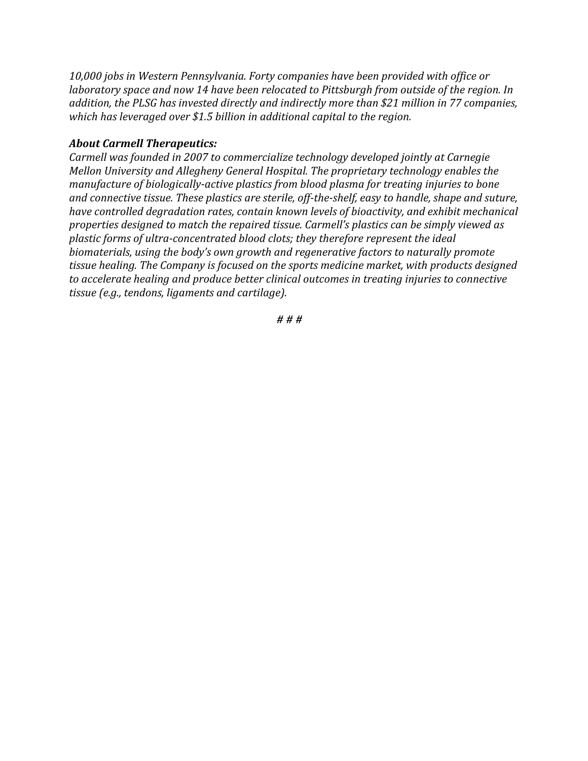*10,000 jobs in Western Pennsylvania. Forty companies have been provided with office or laboratory space and now 14 have been relocated to Pittsburgh from outside of the region. In addition, the PLSG has invested directly and indirectly more than $21 million in 77 companies, which has leveraged over $1.5 billion in additional capital to the region.*

***About Carmell Therapeutics:***

*Carmell was founded in 2007 to commercialize technology developed jointly at Carnegie Mellon University and Allegheny General Hospital. The proprietary technology enables the manufacture of biologically-active plastics from blood plasma for treating injuries to bone and connective tissue. These plastics are sterile, off-the-shelf, easy to handle, shape and suture, have controlled degradation rates, contain known levels of bioactivity, and exhibit mechanical properties designed to match the repaired tissue. Carmell's plastics can be simply viewed as plastic forms of ultra-concentrated blood clots; they therefore represent the ideal biomaterials, using the body's own growth and regenerative factors to naturally promote tissue healing. The Company is focused on the sports medicine market, with products designed to accelerate healing and produce better clinical outcomes in treating injuries to connective tissue (e.g., tendons, ligaments and cartilage).*

*# # #*